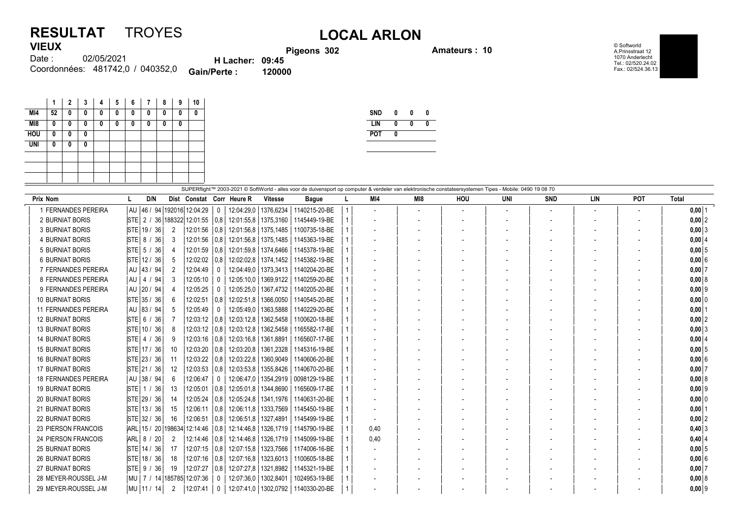# RESULTAT TROYES

## LOCAL ARLON

**VIEUX**

Date : 02/05/2021

Coordonnées: 481742,0 / 040352,0

**Pigeons 302**

**Amateurs : 10**

**H Lacher: 09:45**

**Gain/Perte : 120000**

© Softworld
A.Prinsstraat 12
1070 Anderlecht
Tel.: 02/520.24.02
Fax.: 02/524.36.13

| | 1 | 2 | 3 | 4 | 5 | 6 | 7 | 8 | 9 | 10 |
|---|---|---|---|---|---|---|---|---|---|---|
| MI4 | 52 | 0 | 0 | 0 | 0 | 0 | 0 | 0 | 0 | 0 |
| MI8 | 0 | 0 | 0 | 0 | 0 | 0 | 0 | 0 | 0 | |
| HOU | 0 | 0 | 0 | | | | | | | |
| UNI | 0 | 0 | 0 | | | | | | | |

| | | | |
|---|---|---|---|
| SND | 0 | 0 | 0 |
| LIN | 0 | 0 | 0 |
| POT | 0 | | |

SUPERflight™ 2003-2021 © SoftWorld - alles voor de duivensport op computer & verdeler van elektronische constateersystemen Tipes - Mobile: 0490 19 08 70

| Prix | Nom | L | D/N | Dist | Constat | Corr | Heure R | Vitesse | Bague | L | MI4 | MI8 | HOU | UNI | SND | LIN | POT | Total | |
|---|---|---|---|---|---|---|---|---|---|---|---|---|---|---|---|---|---|---|---|
| 1 | FERNANDES PEREIRA | AU | 46 / 94 | 192016 | 12:04:29 | 0 | 12:04:29,0 | 1376,6234 | 1140215-20-BE | 1 | - | - | - | - | - | - | - | 0,00 | 1 |
| 2 | BURNIAT BORIS | STE | 2 / 36 | 188322 | 12:01:55 | 0,8 | 12:01:55,8 | 1375,3160 | 1145449-19-BE | 1 | - | - | - | - | - | - | - | 0,00 | 2 |
| 3 | BURNIAT BORIS | STE | 19 / 36 | 2 | 12:01:56 | 0,8 | 12:01:56,8 | 1375,1485 | 1100735-18-BE | 1 | - | - | - | - | - | - | - | 0,00 | 3 |
| 4 | BURNIAT BORIS | STE | 8 / 36 | 3 | 12:01:56 | 0,8 | 12:01:56,8 | 1375,1485 | 1145363-19-BE | 1 | - | - | - | - | - | - | - | 0,00 | 4 |
| 5 | BURNIAT BORIS | STE | 5 / 36 | 4 | 12:01:59 | 0,8 | 12:01:59,8 | 1374,6466 | 1145378-19-BE | 1 | - | - | - | - | - | - | - | 0,00 | 5 |
| 6 | BURNIAT BORIS | STE | 12 / 36 | 5 | 12:02:02 | 0,8 | 12:02:02,8 | 1374,1452 | 1145382-19-BE | 1 | - | - | - | - | - | - | - | 0,00 | 6 |
| 7 | FERNANDES PEREIRA | AU | 43 / 94 | 2 | 12:04:49 | 0 | 12:04:49,0 | 1373,3413 | 1140204-20-BE | 1 | - | - | - | - | - | - | - | 0,00 | 7 |
| 8 | FERNANDES PEREIRA | AU | 4 / 94 | 3 | 12:05:10 | 0 | 12:05:10,0 | 1369,9122 | 1140259-20-BE | 1 | - | - | - | - | - | - | - | 0,00 | 8 |
| 9 | FERNANDES PEREIRA | AU | 20 / 94 | 4 | 12:05:25 | 0 | 12:05:25,0 | 1367,4732 | 1140205-20-BE | 1 | - | - | - | - | - | - | - | 0,00 | 9 |
| 10 | BURNIAT BORIS | STE | 35 / 36 | 6 | 12:02:51 | 0,8 | 12:02:51,8 | 1366,0050 | 1140545-20-BE | 1 | - | - | - | - | - | - | - | 0,00 | 0 |
| 11 | FERNANDES PEREIRA | AU | 83 / 94 | 5 | 12:05:49 | 0 | 12:05:49,0 | 1363,5888 | 1140229-20-BE | 1 | - | - | - | - | - | - | - | 0,00 | 1 |
| 12 | BURNIAT BORIS | STE | 6 / 36 | 7 | 12:03:12 | 0,8 | 12:03:12,8 | 1362,5458 | 1100620-18-BE | 1 | - | - | - | - | - | - | - | 0,00 | 2 |
| 13 | BURNIAT BORIS | STE | 10 / 36 | 8 | 12:03:12 | 0,8 | 12:03:12,8 | 1362,5458 | 1165582-17-BE | 1 | - | - | - | - | - | - | - | 0,00 | 3 |
| 14 | BURNIAT BORIS | STE | 4 / 36 | 9 | 12:03:16 | 0,8 | 12:03:16,8 | 1361,8891 | 1165607-17-BE | 1 | - | - | - | - | - | - | - | 0,00 | 4 |
| 15 | BURNIAT BORIS | STE | 17 / 36 | 10 | 12:03:20 | 0,8 | 12:03:20,8 | 1361,2328 | 1145316-19-BE | 1 | - | - | - | - | - | - | - | 0,00 | 5 |
| 16 | BURNIAT BORIS | STE | 23 / 36 | 11 | 12:03:22 | 0,8 | 12:03:22,8 | 1360,9049 | 1140606-20-BE | 1 | - | - | - | - | - | - | - | 0,00 | 6 |
| 17 | BURNIAT BORIS | STE | 21 / 36 | 12 | 12:03:53 | 0,8 | 12:03:53,8 | 1355,8426 | 1140670-20-BE | 1 | - | - | - | - | - | - | - | 0,00 | 7 |
| 18 | FERNANDES PEREIRA | AU | 38 / 94 | 6 | 12:06:47 | 0 | 12:06:47,0 | 1354,2919 | 0098129-19-BE | 1 | - | - | - | - | - | - | - | 0,00 | 8 |
| 19 | BURNIAT BORIS | STE | 1 / 36 | 13 | 12:05:01 | 0,8 | 12:05:01,8 | 1344,8690 | 1165609-17-BE | 1 | - | - | - | - | - | - | - | 0,00 | 9 |
| 20 | BURNIAT BORIS | STE | 29 / 36 | 14 | 12:05:24 | 0,8 | 12:05:24,8 | 1341,1976 | 1140631-20-BE | 1 | - | - | - | - | - | - | - | 0,00 | 0 |
| 21 | BURNIAT BORIS | STE | 13 / 36 | 15 | 12:06:11 | 0,8 | 12:06:11,8 | 1333,7569 | 1145450-19-BE | 1 | - | - | - | - | - | - | - | 0,00 | 1 |
| 22 | BURNIAT BORIS | STE | 32 / 36 | 16 | 12:06:51 | 0,8 | 12:06:51,8 | 1327,4891 | 1145499-19-BE | 1 | - | - | - | - | - | - | - | 0,00 | 2 |
| 23 | PIERSON FRANCOIS | ARL | 15 / 20 | 198634 | 12:14:46 | 0,8 | 12:14:46,8 | 1326,1719 | 1145790-19-BE | 1 | 0,40 | - | - | - | - | - | - | 0,40 | 3 |
| 24 | PIERSON FRANCOIS | ARL | 8 / 20 | 2 | 12:14:46 | 0,8 | 12:14:46,8 | 1326,1719 | 1145099-19-BE | 1 | 0,40 | - | - | - | - | - | - | 0,40 | 4 |
| 25 | BURNIAT BORIS | STE | 14 / 36 | 17 | 12:07:15 | 0,8 | 12:07:15,8 | 1323,7566 | 1174006-16-BE | 1 | - | - | - | - | - | - | - | 0,00 | 5 |
| 26 | BURNIAT BORIS | STE | 18 / 36 | 18 | 12:07:16 | 0,8 | 12:07:16,8 | 1323,6013 | 1100605-18-BE | 1 | - | - | - | - | - | - | - | 0,00 | 6 |
| 27 | BURNIAT BORIS | STE | 9 / 36 | 19 | 12:07:27 | 0,8 | 12:07:27,8 | 1321,8982 | 1145321-19-BE | 1 | - | - | - | - | - | - | - | 0,00 | 7 |
| 28 | MEYER-ROUSSEL J-M | MU | 7 / 14 | 185785 | 12:07:36 | 0 | 12:07:36,0 | 1302,8401 | 1024953-19-BE | 1 | - | - | - | - | - | - | - | 0,00 | 8 |
| 29 | MEYER-ROUSSEL J-M | MU | 11 / 14 | 2 | 12:07:41 | 0 | 12:07:41,0 | 1302,0792 | 1140330-20-BE | 1 | - | - | - | - | - | - | - | 0,00 | 9 |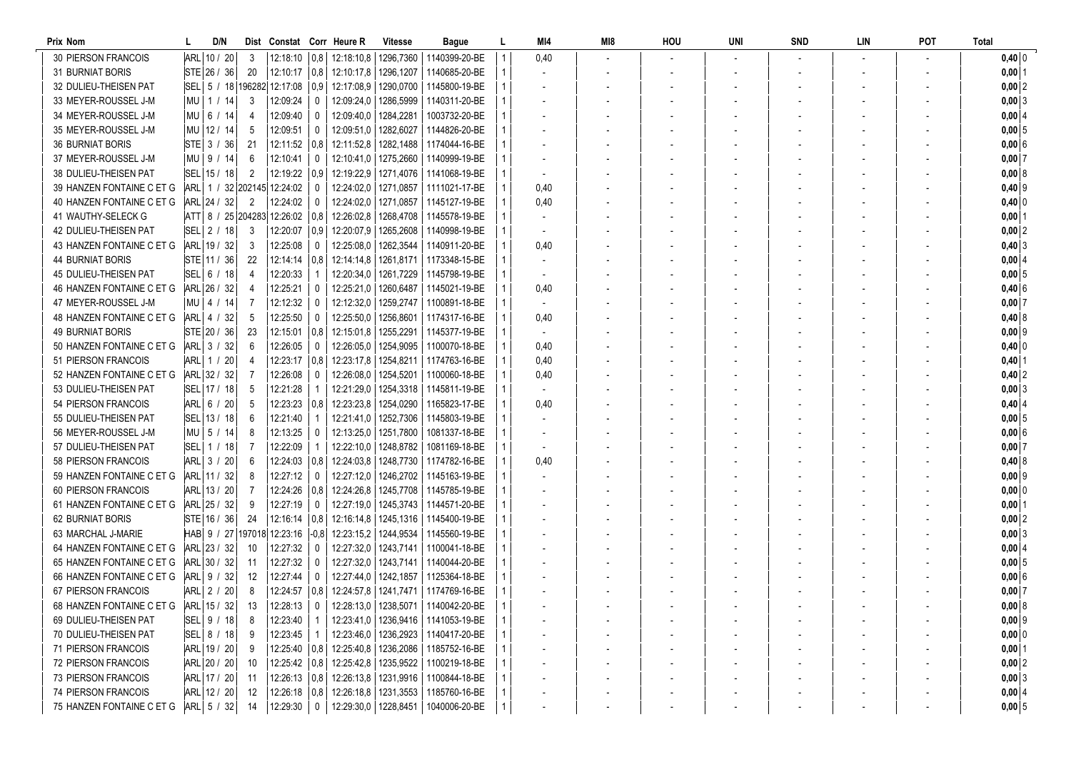| Prix | Nom | L | D/N | Dist | Constat | Corr | Heure R | Vitesse | Bague | L | MI4 | MI8 | HOU | UNI | SND | LIN | POT | Total | |
|---|---|---|---|---|---|---|---|---|---|---|---|---|---|---|---|---|---|---|---|
| 30 | PIERSON FRANCOIS | ARL | 10 / 20 | 3 | 12:18:10 | 0,8 | 12:18:10,8 | 1296,7360 | 1140399-20-BE | 1 | 0,40 | - | - | - | - | - | - | 0,40 | 0 |
| 31 | BURNIAT BORIS | STE | 26 / 36 | 20 | 12:10:17 | 0,8 | 12:10:17,8 | 1296,1207 | 1140685-20-BE | 1 | - | - | - | - | - | - | - | 0,00 | 1 |
| 32 | DULIEU-THEISEN PAT | SEL | 5 / 18 | 196282 | 12:17:08 | 0,9 | 12:17:08,9 | 1290,0700 | 1145800-19-BE | 1 | - | - | - | - | - | - | - | 0,00 | 2 |
| 33 | MEYER-ROUSSEL J-M | MU | 1 / 14 | 3 | 12:09:24 | 0 | 12:09:24,0 | 1286,5999 | 1140311-20-BE | 1 | - | - | - | - | - | - | - | 0,00 | 3 |
| 34 | MEYER-ROUSSEL J-M | MU | 6 / 14 | 4 | 12:09:40 | 0 | 12:09:40,0 | 1284,2281 | 1003732-20-BE | 1 | - | - | - | - | - | - | - | 0,00 | 4 |
| 35 | MEYER-ROUSSEL J-M | MU | 12 / 14 | 5 | 12:09:51 | 0 | 12:09:51,0 | 1282,6027 | 1144826-20-BE | 1 | - | - | - | - | - | - | - | 0,00 | 5 |
| 36 | BURNIAT BORIS | STE | 3 / 36 | 21 | 12:11:52 | 0,8 | 12:11:52,8 | 1282,1488 | 1174044-16-BE | 1 | - | - | - | - | - | - | - | 0,00 | 6 |
| 37 | MEYER-ROUSSEL J-M | MU | 9 / 14 | 6 | 12:10:41 | 0 | 12:10:41,0 | 1275,2660 | 1140999-19-BE | 1 | - | - | - | - | - | - | - | 0,00 | 7 |
| 38 | DULIEU-THEISEN PAT | SEL | 15 / 18 | 2 | 12:19:22 | 0,9 | 12:19:22,9 | 1271,4076 | 1141068-19-BE | 1 | - | - | - | - | - | - | - | 0,00 | 8 |
| 39 | HANZEN FONTAINE C ET G | ARL | 1 / 32 | 202145 | 12:24:02 | 0 | 12:24:02,0 | 1271,0857 | 1111021-17-BE | 1 | 0,40 | - | - | - | - | - | - | 0,40 | 9 |
| 40 | HANZEN FONTAINE C ET G | ARL | 24 / 32 | 2 | 12:24:02 | 0 | 12:24:02,0 | 1271,0857 | 1145127-19-BE | 1 | 0,40 | - | - | - | - | - | - | 0,40 | 0 |
| 41 | WAUTHY-SELECK G | ATT | 8 / 25 | 204283 | 12:26:02 | 0,8 | 12:26:02,8 | 1268,4708 | 1145578-19-BE | 1 | - | - | - | - | - | - | - | 0,00 | 1 |
| 42 | DULIEU-THEISEN PAT | SEL | 2 / 18 | 3 | 12:20:07 | 0,9 | 12:20:07,9 | 1265,2608 | 1140998-19-BE | 1 | - | - | - | - | - | - | - | 0,00 | 2 |
| 43 | HANZEN FONTAINE C ET G | ARL | 19 / 32 | 3 | 12:25:08 | 0 | 12:25:08,0 | 1262,3544 | 1140911-20-BE | 1 | 0,40 | - | - | - | - | - | - | 0,40 | 3 |
| 44 | BURNIAT BORIS | STE | 11 / 36 | 22 | 12:14:14 | 0,8 | 12:14:14,8 | 1261,8171 | 1173348-15-BE | 1 | - | - | - | - | - | - | - | 0,00 | 4 |
| 45 | DULIEU-THEISEN PAT | SEL | 6 / 18 | 4 | 12:20:33 | 1 | 12:20:34,0 | 1261,7229 | 1145798-19-BE | 1 | - | - | - | - | - | - | - | 0,00 | 5 |
| 46 | HANZEN FONTAINE C ET G | ARL | 26 / 32 | 4 | 12:25:21 | 0 | 12:25:21,0 | 1260,6487 | 1145021-19-BE | 1 | 0,40 | - | - | - | - | - | - | 0,40 | 6 |
| 47 | MEYER-ROUSSEL J-M | MU | 4 / 14 | 7 | 12:12:32 | 0 | 12:12:32,0 | 1259,2747 | 1100891-18-BE | 1 | - | - | - | - | - | - | - | 0,00 | 7 |
| 48 | HANZEN FONTAINE C ET G | ARL | 4 / 32 | 5 | 12:25:50 | 0 | 12:25:50,0 | 1256,8601 | 1174317-16-BE | 1 | 0,40 | - | - | - | - | - | - | 0,40 | 8 |
| 49 | BURNIAT BORIS | STE | 20 / 36 | 23 | 12:15:01 | 0,8 | 12:15:01,8 | 1255,2291 | 1145377-19-BE | 1 | - | - | - | - | - | - | - | 0,00 | 9 |
| 50 | HANZEN FONTAINE C ET G | ARL | 3 / 32 | 6 | 12:26:05 | 0 | 12:26:05,0 | 1254,9095 | 1100070-18-BE | 1 | 0,40 | - | - | - | - | - | - | 0,40 | 0 |
| 51 | PIERSON FRANCOIS | ARL | 1 / 20 | 4 | 12:23:17 | 0,8 | 12:23:17,8 | 1254,8211 | 1174763-16-BE | 1 | 0,40 | - | - | - | - | - | - | 0,40 | 1 |
| 52 | HANZEN FONTAINE C ET G | ARL | 32 / 32 | 7 | 12:26:08 | 0 | 12:26:08,0 | 1254,5201 | 1100060-18-BE | 1 | 0,40 | - | - | - | - | - | - | 0,40 | 2 |
| 53 | DULIEU-THEISEN PAT | SEL | 17 / 18 | 5 | 12:21:28 | 1 | 12:21:29,0 | 1254,3318 | 1145811-19-BE | 1 | - | - | - | - | - | - | - | 0,00 | 3 |
| 54 | PIERSON FRANCOIS | ARL | 6 / 20 | 5 | 12:23:23 | 0,8 | 12:23:23,8 | 1254,0290 | 1165823-17-BE | 1 | 0,40 | - | - | - | - | - | - | 0,40 | 4 |
| 55 | DULIEU-THEISEN PAT | SEL | 13 / 18 | 6 | 12:21:40 | 1 | 12:21:41,0 | 1252,7306 | 1145803-19-BE | 1 | - | - | - | - | - | - | - | 0,00 | 5 |
| 56 | MEYER-ROUSSEL J-M | MU | 5 / 14 | 8 | 12:13:25 | 0 | 12:13:25,0 | 1251,7800 | 1081337-18-BE | 1 | - | - | - | - | - | - | - | 0,00 | 6 |
| 57 | DULIEU-THEISEN PAT | SEL | 1 / 18 | 7 | 12:22:09 | 1 | 12:22:10,0 | 1248,8782 | 1081169-18-BE | 1 | - | - | - | - | - | - | - | 0,00 | 7 |
| 58 | PIERSON FRANCOIS | ARL | 3 / 20 | 6 | 12:24:03 | 0,8 | 12:24:03,8 | 1248,7730 | 1174782-16-BE | 1 | 0,40 | - | - | - | - | - | - | 0,40 | 8 |
| 59 | HANZEN FONTAINE C ET G | ARL | 11 / 32 | 8 | 12:27:12 | 0 | 12:27:12,0 | 1246,2702 | 1145163-19-BE | 1 | - | - | - | - | - | - | - | 0,00 | 9 |
| 60 | PIERSON FRANCOIS | ARL | 13 / 20 | 7 | 12:24:26 | 0,8 | 12:24:26,8 | 1245,7708 | 1145785-19-BE | 1 | - | - | - | - | - | - | - | 0,00 | 0 |
| 61 | HANZEN FONTAINE C ET G | ARL | 25 / 32 | 9 | 12:27:19 | 0 | 12:27:19,0 | 1245,3743 | 1144571-20-BE | 1 | - | - | - | - | - | - | - | 0,00 | 1 |
| 62 | BURNIAT BORIS | STE | 16 / 36 | 24 | 12:16:14 | 0,8 | 12:16:14,8 | 1245,1316 | 1145400-19-BE | 1 | - | - | - | - | - | - | - | 0,00 | 2 |
| 63 | MARCHAL J-MARIE | HAB | 9 / 27 | 197018 | 12:23:16 | -0,8 | 12:23:15,2 | 1244,9534 | 1145560-19-BE | 1 | - | - | - | - | - | - | - | 0,00 | 3 |
| 64 | HANZEN FONTAINE C ET G | ARL | 23 / 32 | 10 | 12:27:32 | 0 | 12:27:32,0 | 1243,7141 | 1100041-18-BE | 1 | - | - | - | - | - | - | - | 0,00 | 4 |
| 65 | HANZEN FONTAINE C ET G | ARL | 30 / 32 | 11 | 12:27:32 | 0 | 12:27:32,0 | 1243,7141 | 1140044-20-BE | 1 | - | - | - | - | - | - | - | 0,00 | 5 |
| 66 | HANZEN FONTAINE C ET G | ARL | 9 / 32 | 12 | 12:27:44 | 0 | 12:27:44,0 | 1242,1857 | 1125364-18-BE | 1 | - | - | - | - | - | - | - | 0,00 | 6 |
| 67 | PIERSON FRANCOIS | ARL | 2 / 20 | 8 | 12:24:57 | 0,8 | 12:24:57,8 | 1241,7471 | 1174769-16-BE | 1 | - | - | - | - | - | - | - | 0,00 | 7 |
| 68 | HANZEN FONTAINE C ET G | ARL | 15 / 32 | 13 | 12:28:13 | 0 | 12:28:13,0 | 1238,5071 | 1140042-20-BE | 1 | - | - | - | - | - | - | - | 0,00 | 8 |
| 69 | DULIEU-THEISEN PAT | SEL | 9 / 18 | 8 | 12:23:40 | 1 | 12:23:41,0 | 1236,9416 | 1141053-19-BE | 1 | - | - | - | - | - | - | - | 0,00 | 9 |
| 70 | DULIEU-THEISEN PAT | SEL | 8 / 18 | 9 | 12:23:45 | 1 | 12:23:46,0 | 1236,2923 | 1140417-20-BE | 1 | - | - | - | - | - | - | - | 0,00 | 0 |
| 71 | PIERSON FRANCOIS | ARL | 19 / 20 | 9 | 12:25:40 | 0,8 | 12:25:40,8 | 1236,2086 | 1185752-16-BE | 1 | - | - | - | - | - | - | - | 0,00 | 1 |
| 72 | PIERSON FRANCOIS | ARL | 20 / 20 | 10 | 12:25:42 | 0,8 | 12:25:42,8 | 1235,9522 | 1100219-18-BE | 1 | - | - | - | - | - | - | - | 0,00 | 2 |
| 73 | PIERSON FRANCOIS | ARL | 17 / 20 | 11 | 12:26:13 | 0,8 | 12:26:13,8 | 1231,9916 | 1100844-18-BE | 1 | - | - | - | - | - | - | - | 0,00 | 3 |
| 74 | PIERSON FRANCOIS | ARL | 12 / 20 | 12 | 12:26:18 | 0,8 | 12:26:18,8 | 1231,3553 | 1185760-16-BE | 1 | - | - | - | - | - | - | - | 0,00 | 4 |
| 75 | HANZEN FONTAINE C ET G | ARL | 5 / 32 | 14 | 12:29:30 | 0 | 12:29:30,0 | 1228,8451 | 1040006-20-BE | 1 | - | - | - | - | - | - | - | 0,00 | 5 |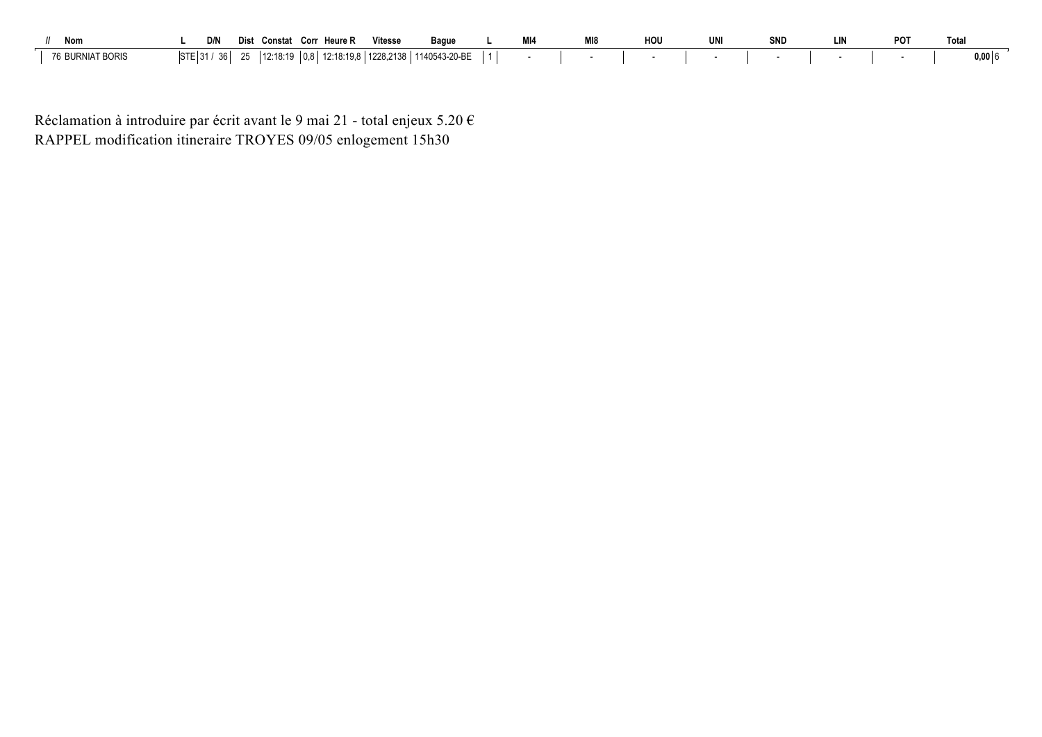| // | Nom | L | D/N | Dist | Constat | Corr | Heure R | Vitesse | Bague | L | MI4 | MI8 | HOU | UNI | SND | LIN | POT | Total | |
|---|---|---|---|---|---|---|---|---|---|---|---|---|---|---|---|---|---|---|---|
| 76 | BURNIAT BORIS | STE | 31 / 36 | 25 | 12:18:19 | 0,8 | 12:18:19,8 | 1228,2138 | 1140543-20-BE | 1 | - | - | - | - | - | - | - | **0,00** | 6 |

Réclamation à introduire par écrit avant le 9 mai 21 - total enjeux 5.20 €
RAPPEL modification itineraire TROYES 09/05 enlogement 15h30